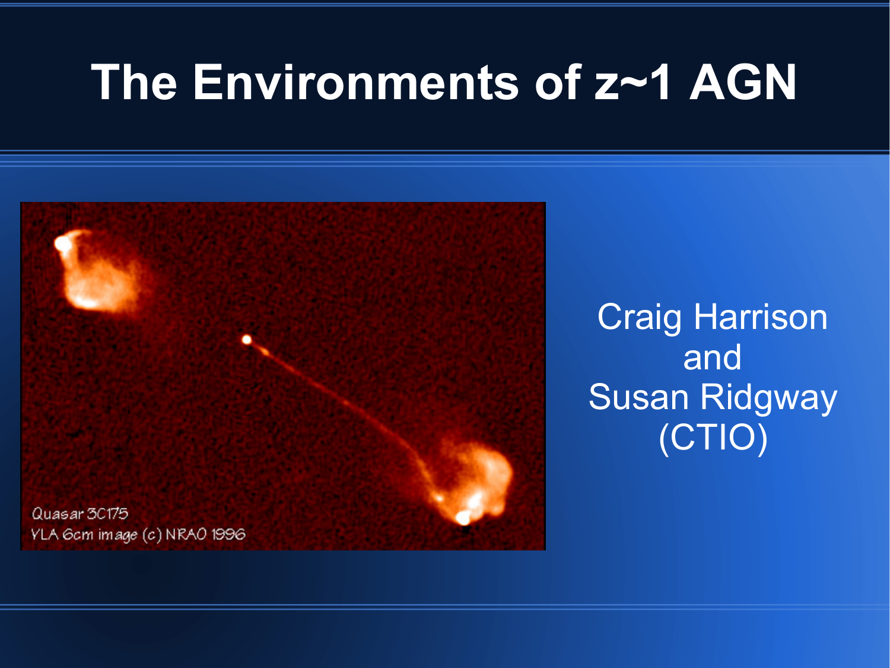# The Environments of z~1 AGN

Quasar 3C175
YLA 6cm image (c) NRAO 1996

Craig Harrison
and
Susan Ridgway
(CTIO)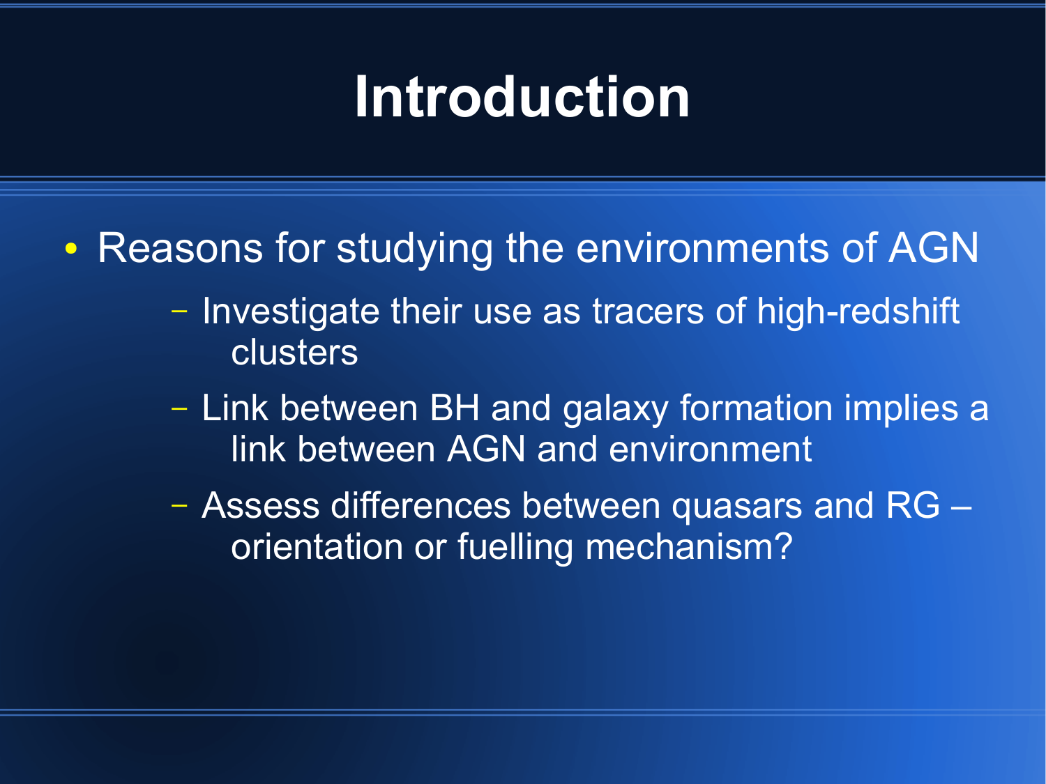# Introduction

- Reasons for studying the environments of AGN
  - Investigate their use as tracers of high-redshift clusters
  - Link between BH and galaxy formation implies a link between AGN and environment
  - Assess differences between quasars and RG – orientation or fuelling mechanism?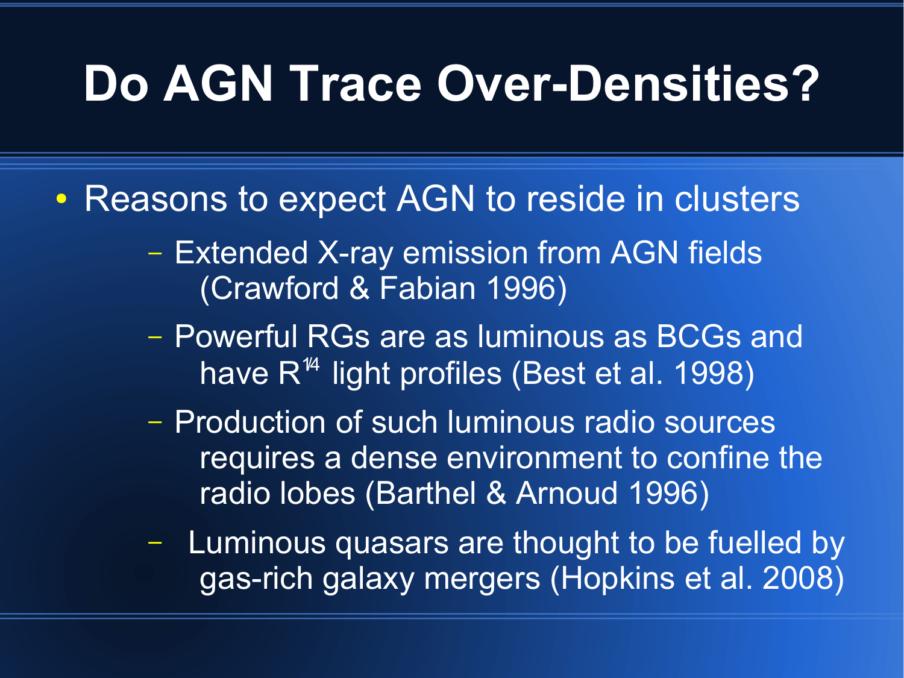# Do AGN Trace Over-Densities?

- Reasons to expect AGN to reside in clusters
  - Extended X-ray emission from AGN fields (Crawford & Fabian 1996)
  - Powerful RGs are as luminous as BCGs and have $R^{1/4}$ light profiles (Best et al. 1998)
  - Production of such luminous radio sources requires a dense environment to confine the radio lobes (Barthel & Arnoud 1996)
  - Luminous quasars are thought to be fuelled by gas-rich galaxy mergers (Hopkins et al. 2008)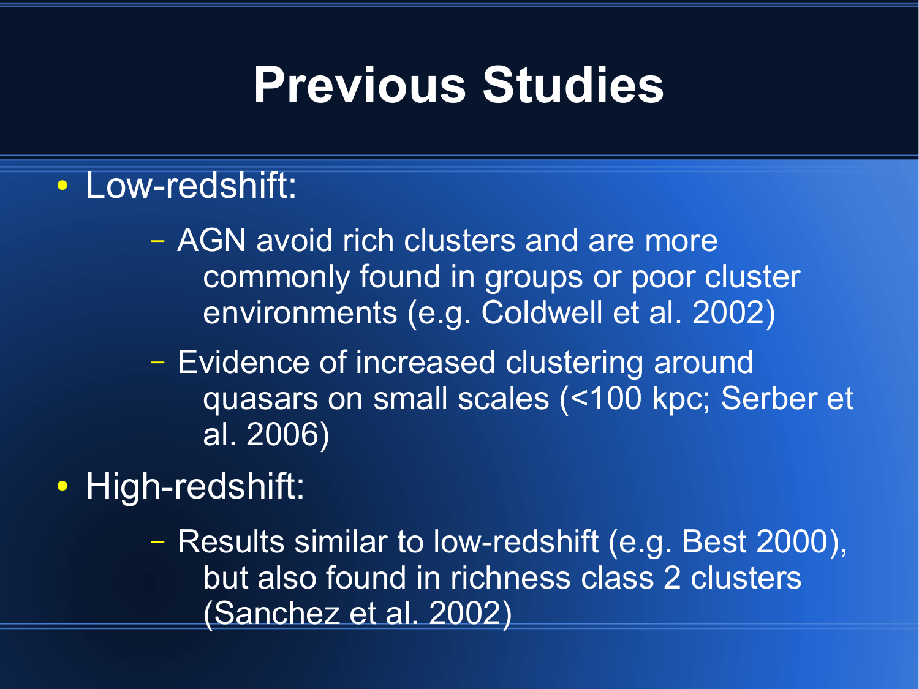# Previous Studies

- Low-redshift:
  - AGN avoid rich clusters and are more commonly found in groups or poor cluster environments (e.g. Coldwell et al. 2002)
  - Evidence of increased clustering around quasars on small scales (<100 kpc; Serber et al. 2006)
- High-redshift:
  - Results similar to low-redshift (e.g. Best 2000), but also found in richness class 2 clusters (Sanchez et al. 2002)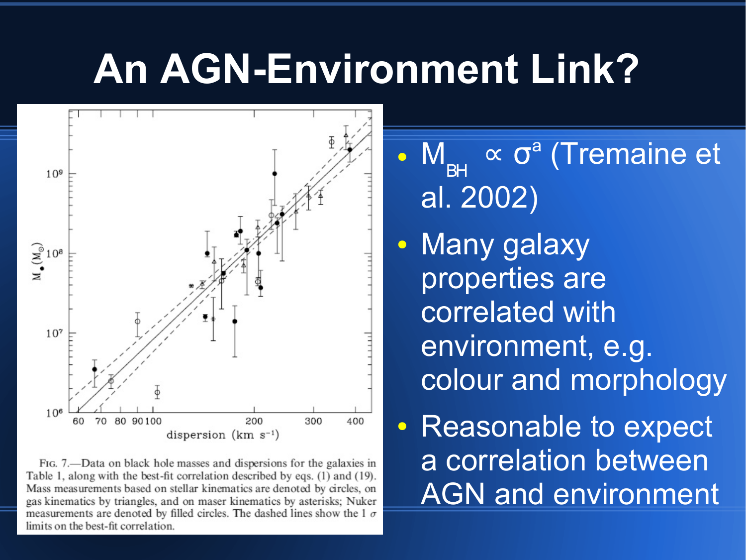# An AGN-Environment Link?

Fig. 7.—Data on black hole masses and dispersions for the galaxies in Table 1, along with the best-fit correlation described by eqs. (1) and (19). Mass measurements based on stellar kinematics are denoted by circles, on gas kinematics by triangles, and on maser kinematics by asterisks; Nuker measurements are denoted by filled circles. The dashed lines show the 1 $\sigma$ limits on the best-fit correlation.

- $M_{BH} \propto \sigma^{a}$ (Tremaine et al. 2002)
- Many galaxy properties are correlated with environment, e.g. colour and morphology
- Reasonable to expect a correlation between AGN and environment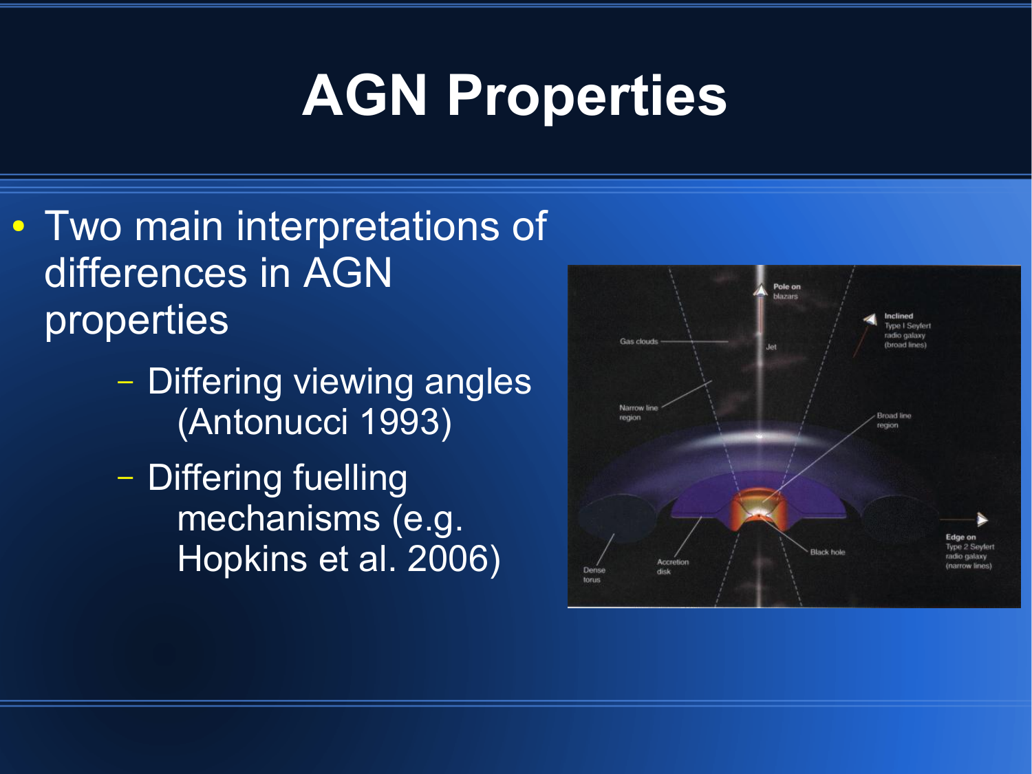# AGN Properties

- Two main interpretations of differences in AGN properties
  - Differing viewing angles (Antonucci 1993)
  - Differing fuelling mechanisms (e.g. Hopkins et al. 2006)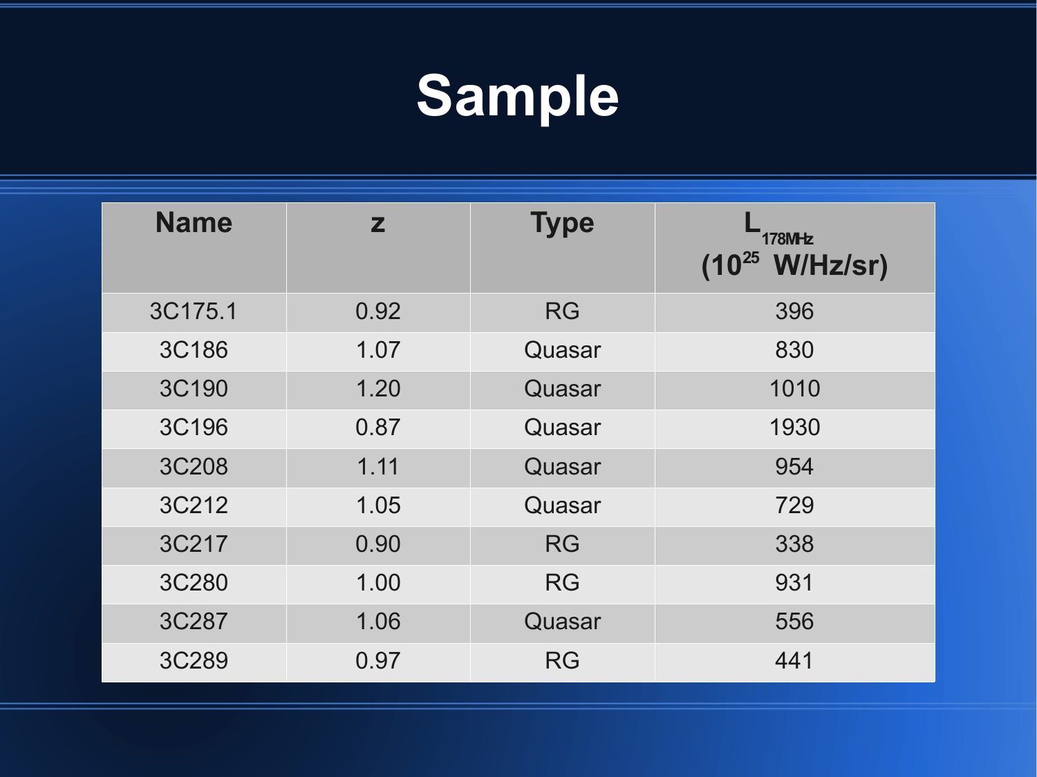# Sample

| Name | z | Type | $L_{178MHz}$ ($10^{25}$ W/Hz/sr) |
|---|---|---|---|
| 3C175.1 | 0.92 | RG | 396 |
| 3C186 | 1.07 | Quasar | 830 |
| 3C190 | 1.20 | Quasar | 1010 |
| 3C196 | 0.87 | Quasar | 1930 |
| 3C208 | 1.11 | Quasar | 954 |
| 3C212 | 1.05 | Quasar | 729 |
| 3C217 | 0.90 | RG | 338 |
| 3C280 | 1.00 | RG | 931 |
| 3C287 | 1.06 | Quasar | 556 |
| 3C289 | 0.97 | RG | 441 |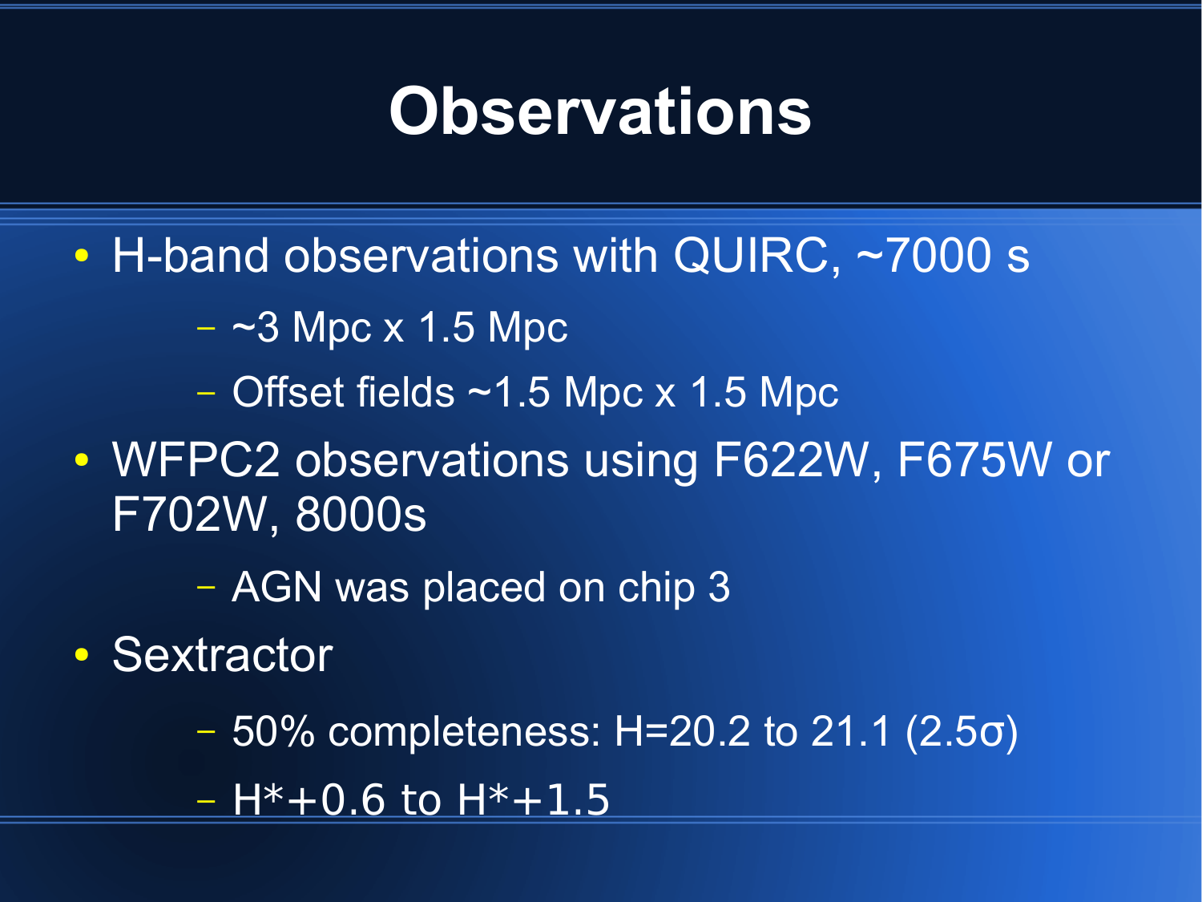# Observations

- H-band observations with QUIRC, ~7000 s
  - ~3 Mpc x 1.5 Mpc
  - Offset fields ~1.5 Mpc x 1.5 Mpc
- WFPC2 observations using F622W, F675W or F702W, 8000s
  - AGN was placed on chip 3
- Sextractor
  - 50% completeness: H=20.2 to 21.1 (2.5$\sigma$)
  - $H^*+0.6$ to $H^*+1.5$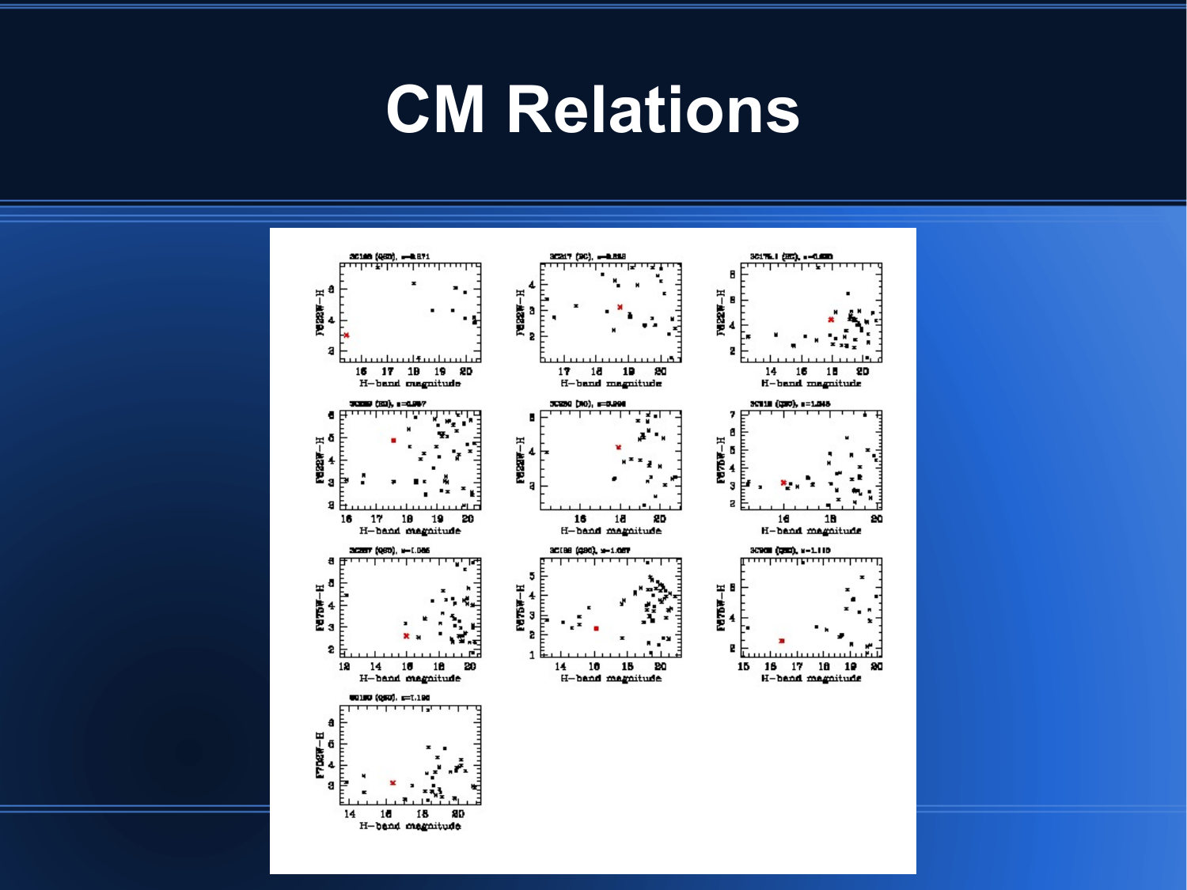# CM Relations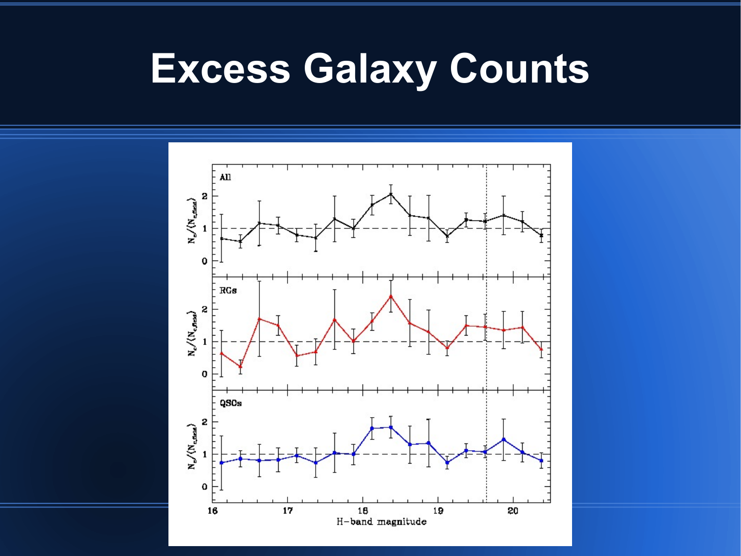# Excess Galaxy Counts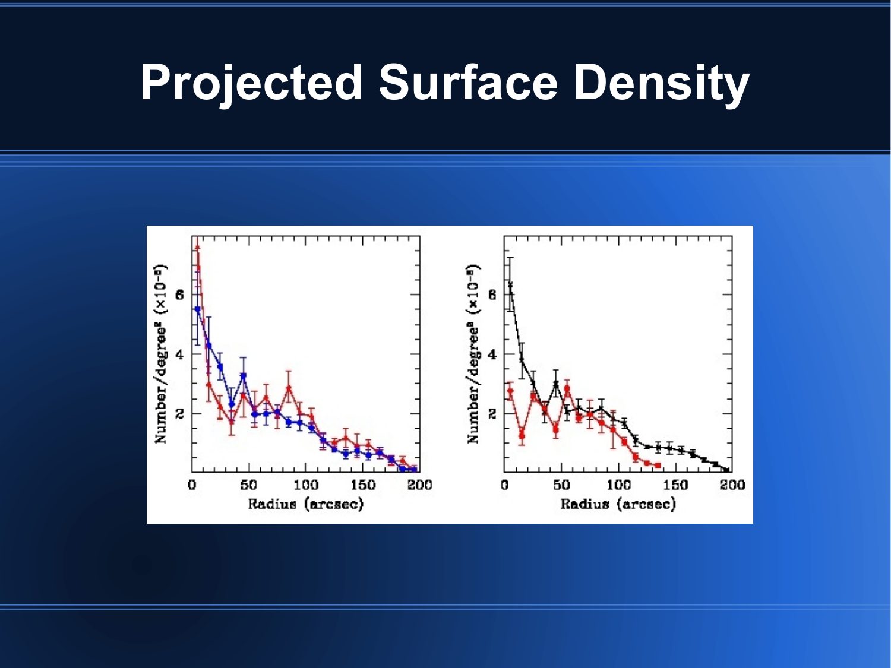# Projected Surface Density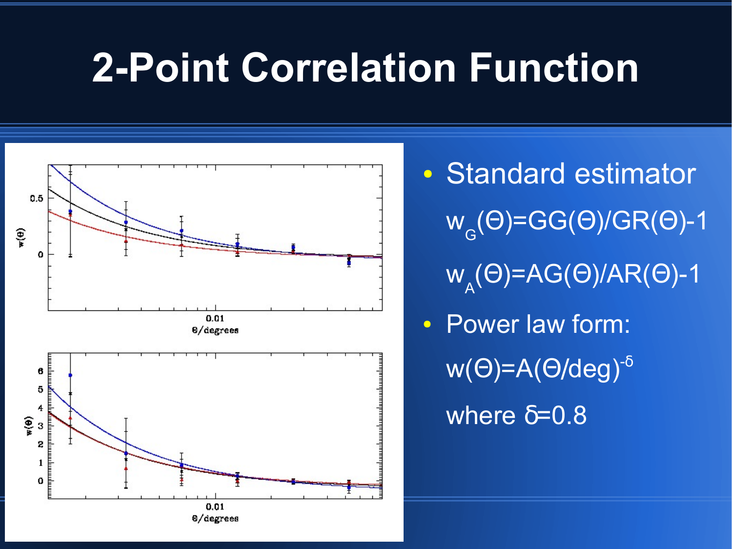# 2-Point Correlation Function

- Standard estimator

  $w_G(\Theta)=GG(\Theta)/GR(\Theta)-1$

  $w_A(\Theta)=AG(\Theta)/AR(\Theta)-1$

- Power law form:

  $w(\Theta)=A(\Theta/deg)^{-\delta}$

  where $\delta=0.8$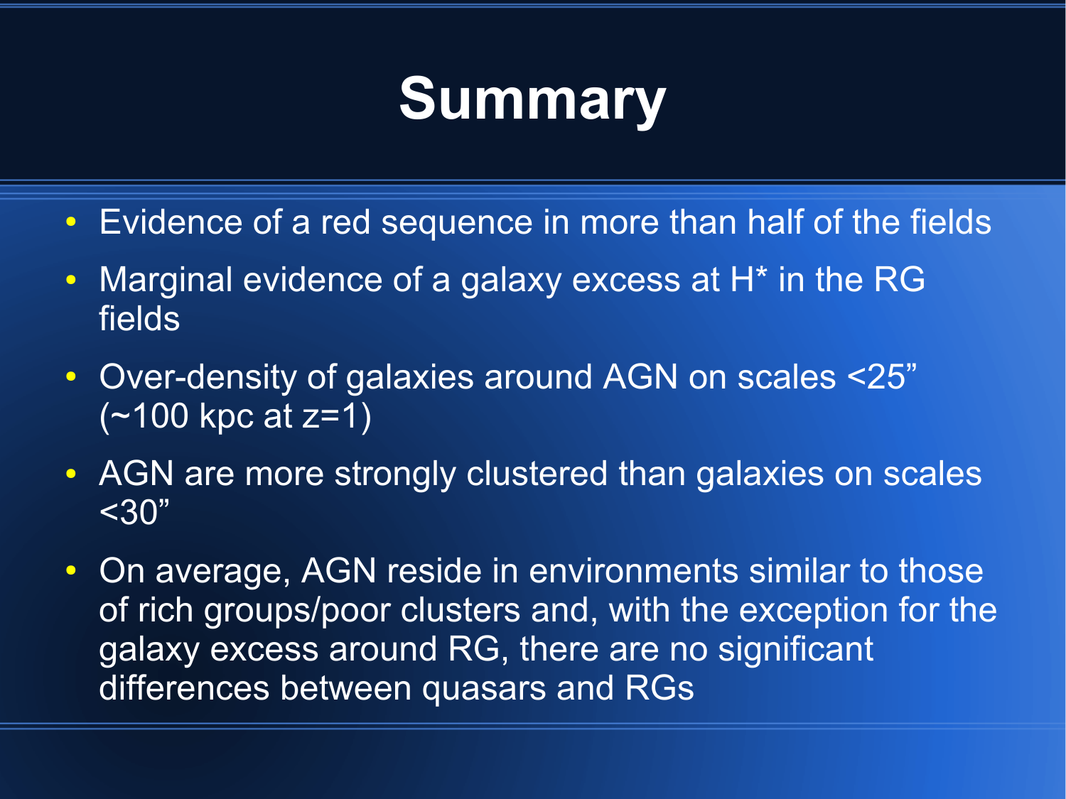# Summary

- Evidence of a red sequence in more than half of the fields
- Marginal evidence of a galaxy excess at H* in the RG fields
- Over-density of galaxies around AGN on scales <25” (~100 kpc at z=1)
- AGN are more strongly clustered than galaxies on scales <30”
- On average, AGN reside in environments similar to those of rich groups/poor clusters and, with the exception for the galaxy excess around RG, there are no significant differences between quasars and RGs